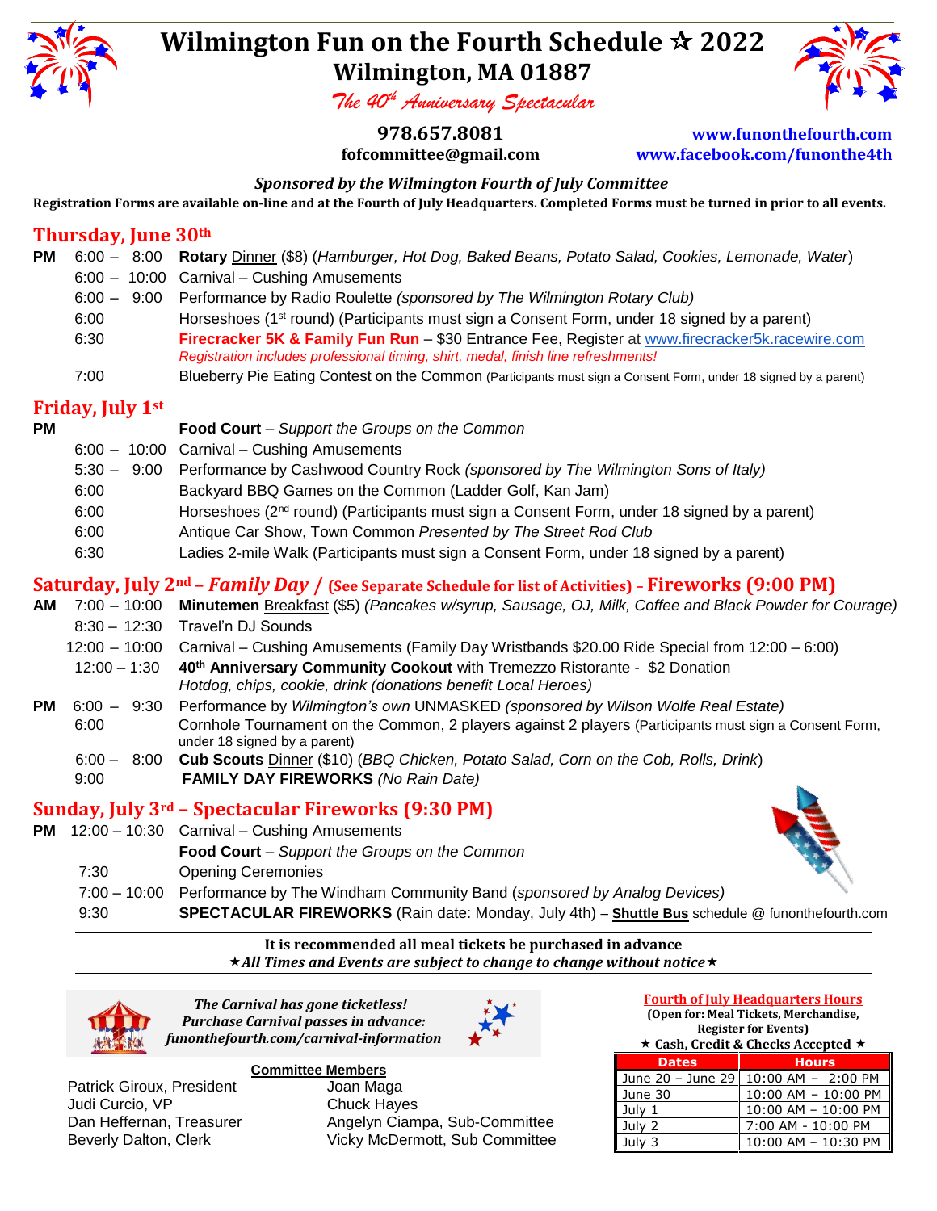# Wilmington Fun on the Fourth Schedule ☆ 2022

## Wilmington, MA 01887

*The 40th Anniversary Spectacular*

**978.657.8081**
**fofcommittee@gmail.com**

**www.funonthefourth.com**
**www.facebook.com/funonthe4th**

***Sponsored by the Wilmington Fourth of July Committee***

**Registration Forms are available on-line and at the Fourth of July Headquarters. Completed Forms must be turned in prior to all events.**

## Thursday, June 30th

**PM**

- 6:00 – 8:00 **Rotary** Dinner ($8) (*Hamburger, Hot Dog, Baked Beans, Potato Salad, Cookies, Lemonade, Water*)
- 6:00 – 10:00 Carnival – Cushing Amusements
- 6:00 – 9:00 Performance by Radio Roulette *(sponsored by The Wilmington Rotary Club)*
- 6:00 Horseshoes (1st round) (Participants must sign a Consent Form, under 18 signed by a parent)
- 6:30 **Firecracker 5K & Family Fun Run** – $30 Entrance Fee, Register at www.firecracker5k.racewire.com
  *Registration includes professional timing, shirt, medal, finish line refreshments!*
- 7:00 Blueberry Pie Eating Contest on the Common (Participants must sign a Consent Form, under 18 signed by a parent)

## Friday, July 1st

**PM**

- **Food Court** – *Support the Groups on the Common*
- 6:00 – 10:00 Carnival – Cushing Amusements
- 5:30 – 9:00 Performance by Cashwood Country Rock *(sponsored by The Wilmington Sons of Italy)*
- 6:00 Backyard BBQ Games on the Common (Ladder Golf, Kan Jam)
- 6:00 Horseshoes (2nd round) (Participants must sign a Consent Form, under 18 signed by a parent)
- 6:00 Antique Car Show, Town Common *Presented by The Street Rod Club*
- 6:30 Ladies 2-mile Walk (Participants must sign a Consent Form, under 18 signed by a parent)

## Saturday, July 2nd – *Family Day* / (See Separate Schedule for list of Activities) – Fireworks (9:00 PM)

**AM**

- 7:00 – 10:00 **Minutemen** Breakfast ($5) *(Pancakes w/syrup, Sausage, OJ, Milk, Coffee and Black Powder for Courage)*
- 8:30 – 12:30 Travel'n DJ Sounds
- 12:00 – 10:00 Carnival – Cushing Amusements (Family Day Wristbands $20.00 Ride Special from 12:00 – 6:00)
- 12:00 – 1:30 **40th Anniversary Community Cookout** with Tremezzo Ristorante - $2 Donation
  *Hotdog, chips, cookie, drink (donations benefit Local Heroes)*

**PM**

- 6:00 – 9:30 Performance by *Wilmington's own* UNMASKED *(sponsored by Wilson Wolfe Real Estate)*
- 6:00 Cornhole Tournament on the Common, 2 players against 2 players (Participants must sign a Consent Form, under 18 signed by a parent)
- 6:00 – 8:00 **Cub Scouts** Dinner ($10) (*BBQ Chicken, Potato Salad, Corn on the Cob, Rolls, Drink*)
- 9:00 **FAMILY DAY FIREWORKS** *(No Rain Date)*

## Sunday, July 3rd – Spectacular Fireworks (9:30 PM)

**PM**

- 12:00 – 10:30 Carnival – Cushing Amusements
- **Food Court** – *Support the Groups on the Common*
- 7:30 Opening Ceremonies
- 7:00 – 10:00 Performance by The Windham Community Band (*sponsored by Analog Devices)*
- 9:30 **SPECTACULAR FIREWORKS** (Rain date: Monday, July 4th) – **Shuttle Bus** schedule @ funonthefourth.com

**It is recommended all meal tickets be purchased in advance**
★***All Times and Events are subject to change to change without notice***★

***The Carnival has gone ticketless!***
***Purchase Carnival passes in advance:***
***funonthefourth.com/carnival-information***

**Committee Members**

Patrick Giroux, President
Judi Curcio, VP
Dan Heffernan, Treasurer
Beverly Dalton, Clerk
Joan Maga
Chuck Hayes
Angelyn Ciampa, Sub-Committee
Vicky McDermott, Sub Committee

**Fourth of July Headquarters Hours**
**(Open for: Meal Tickets, Merchandise, Register for Events)**
★ **Cash, Credit & Checks Accepted** ★

| Dates | Hours |
|---|---|
| June 20 – June 29 | 10:00 AM – 2:00 PM |
| June 30 | 10:00 AM – 10:00 PM |
| July 1 | 10:00 AM – 10:00 PM |
| July 2 | 7:00 AM - 10:00 PM |
| July 3 | 10:00 AM – 10:30 PM |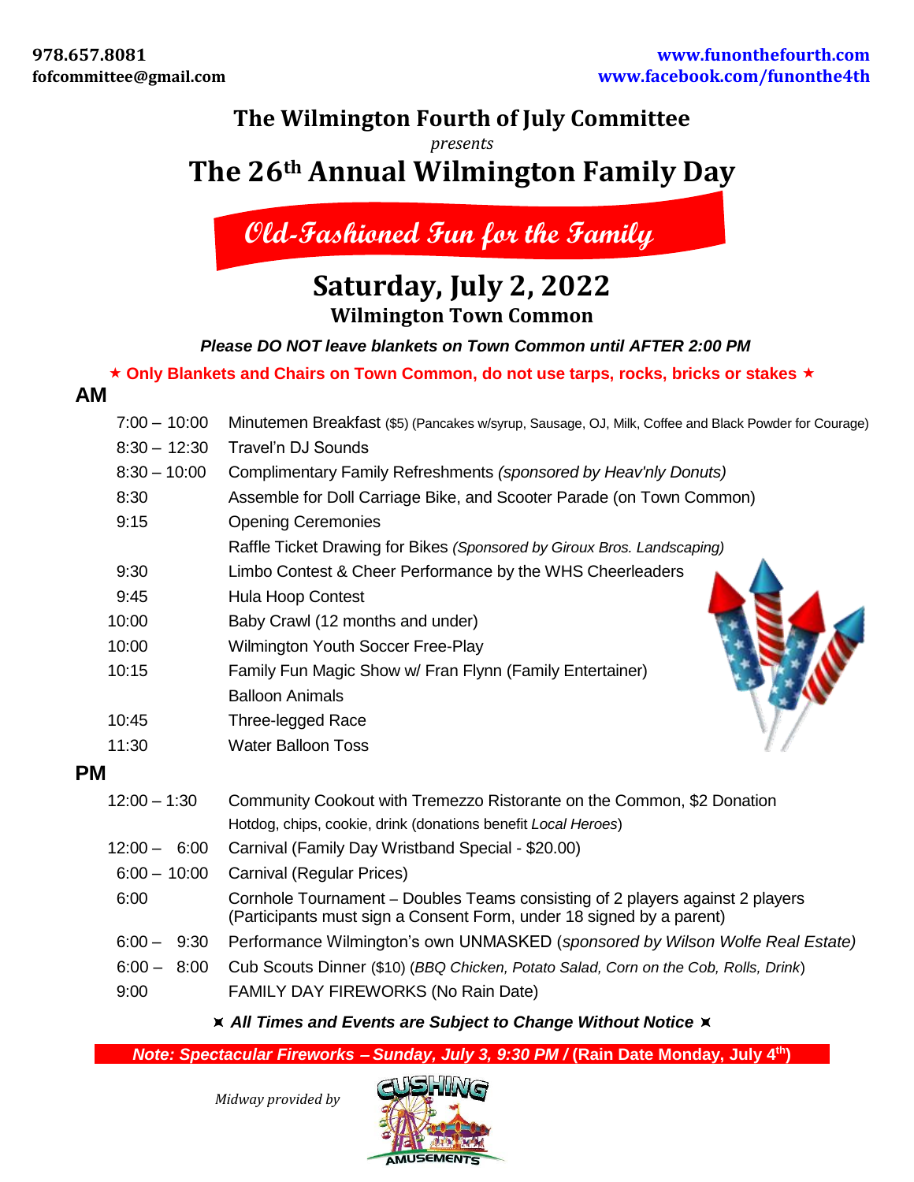978.657.8081
fofcommittee@gmail.com

www.funonthefourth.com
www.facebook.com/funonthe4th

## The Wilmington Fourth of July Committee

*presents*

# The 26th Annual Wilmington Family Day

## *Old-Fashioned Fun for the Family*

## Saturday, July 2, 2022

### Wilmington Town Common

***Please DO NOT leave blankets on Town Common until AFTER 2:00 PM***

**★ Only Blankets and Chairs on Town Common, do not use tarps, rocks, bricks or stakes ★**

### AM

| | |
|---|---|
| 7:00 – 10:00 | Minutemen Breakfast ($5) (Pancakes w/syrup, Sausage, OJ, Milk, Coffee and Black Powder for Courage) |
| 8:30 – 12:30 | Travel'n DJ Sounds |
| 8:30 – 10:00 | Complimentary Family Refreshments *(sponsored by Heav'nly Donuts)* |
| 8:30 | Assemble for Doll Carriage Bike, and Scooter Parade (on Town Common) |
| 9:15 | Opening Ceremonies |
| | Raffle Ticket Drawing for Bikes *(Sponsored by Giroux Bros. Landscaping)* |
| 9:30 | Limbo Contest & Cheer Performance by the WHS Cheerleaders |
| 9:45 | Hula Hoop Contest |
| 10:00 | Baby Crawl (12 months and under) |
| 10:00 | Wilmington Youth Soccer Free-Play |
| 10:15 | Family Fun Magic Show w/ Fran Flynn (Family Entertainer) |
| | Balloon Animals |
| 10:45 | Three-legged Race |
| 11:30 | Water Balloon Toss |

### PM

| | |
|---|---|
| 12:00 – 1:30 | Community Cookout with Tremezzo Ristorante on the Common, $2 Donation<br>Hotdog, chips, cookie, drink (donations benefit *Local Heroes*) |
| 12:00 – 6:00 | Carnival (Family Day Wristband Special - $20.00) |
| 6:00 – 10:00 | Carnival (Regular Prices) |
| 6:00 | Cornhole Tournament – Doubles Teams consisting of 2 players against 2 players (Participants must sign a Consent Form, under 18 signed by a parent) |
| 6:00 – 9:30 | Performance Wilmington's own UNMASKED (*sponsored by Wilson Wolfe Real Estate)* |
| 6:00 – 8:00 | Cub Scouts Dinner ($10) (*BBQ Chicken, Potato Salad, Corn on the Cob, Rolls, Drink*) |
| 9:00 | FAMILY DAY FIREWORKS (No Rain Date) |

***All Times and Events are Subject to Change Without Notice***

***Note: Spectacular Fireworks – Sunday, July 3, 9:30 PM /* (Rain Date Monday, July 4th)**

*Midway provided by* CUSHING AMUSEMENTS